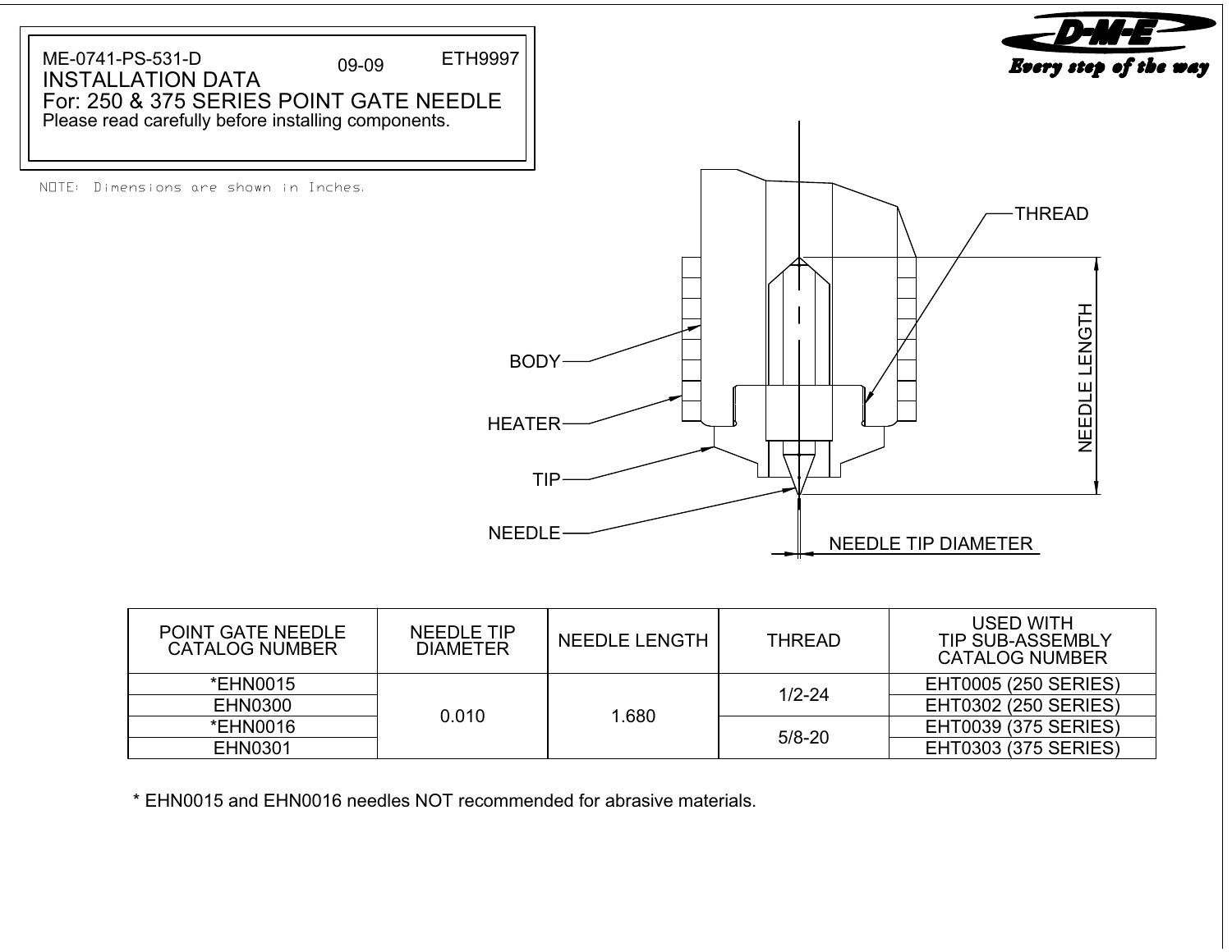ME-0741-PS-531-D 09-09 ETH9997

# INSTALLATION DATA

## For: 250 & 375 SERIES POINT GATE NEEDLE

Please read carefully before installing components.

D-M-E *Every step of the way*

NOTE: Dimensions are shown in Inches.

THREAD

BODY

HEATER

TIP

NEEDLE

NEEDLE LENGTH

NEEDLE TIP DIAMETER

| POINT GATE NEEDLE CATALOG NUMBER | NEEDLE TIP DIAMETER | NEEDLE LENGTH | THREAD | USED WITH TIP SUB-ASSEMBLY CATALOG NUMBER |
|---|---|---|---|---|
| *EHN0015 | 0.010 | 1.680 | 1/2-24 | EHT0005 (250 SERIES) |
| EHN0300 | | | | EHT0302 (250 SERIES) |
| *EHN0016 | | | 5/8-20 | EHT0039 (375 SERIES) |
| EHN0301 | | | | EHT0303 (375 SERIES) |

* EHN0015 and EHN0016 needles NOT recommended for abrasive materials.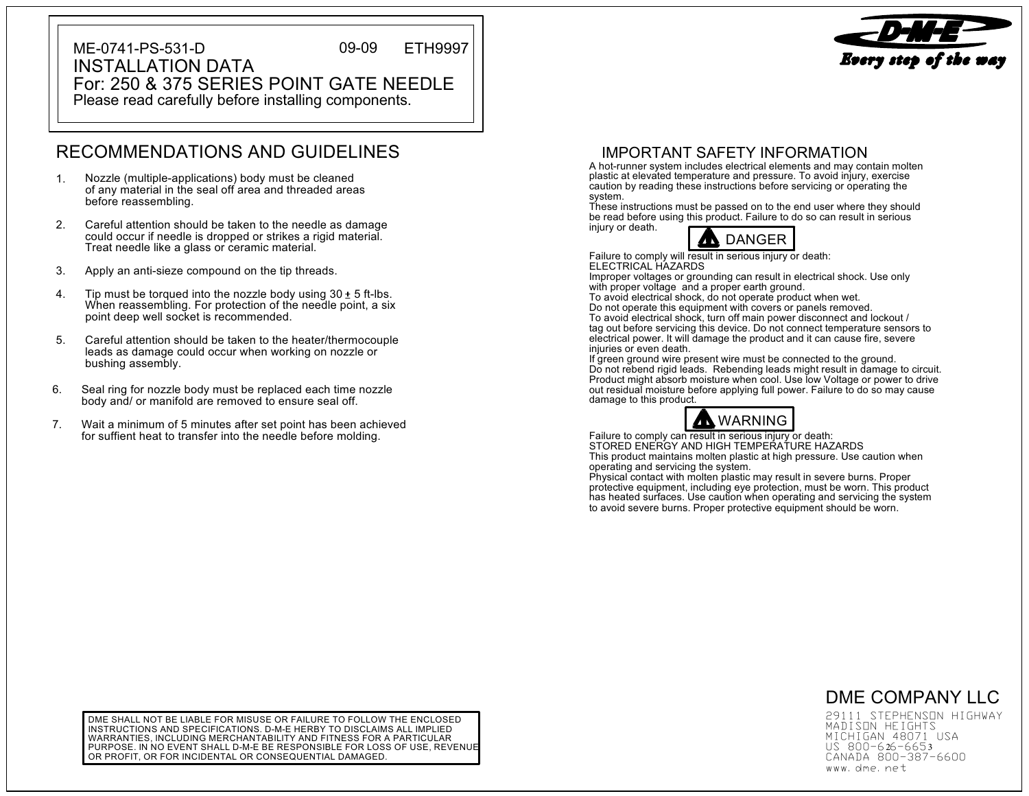ME-0741-PS-531-D 09-09 ETH9997

# INSTALLATION DATA

## For: 250 & 375 SERIES POINT GATE NEEDLE

Please read carefully before installing components.

D-M-E

*Every step of the way*

## RECOMMENDATIONS AND GUIDELINES

1. Nozzle (multiple-applications) body must be cleaned of any material in the seal off area and threaded areas before reassembling.

2. Careful attention should be taken to the needle as damage could occur if needle is dropped or strikes a rigid material. Treat needle like a glass or ceramic material.

3. Apply an anti-sieze compound on the tip threads.

4. Tip must be torqued into the nozzle body using 30 ± 5 ft-lbs. When reassembling. For protection of the needle point, a six point deep well socket is recommended.

5. Careful attention should be taken to the heater/thermocouple leads as damage could occur when working on nozzle or bushing assembly.

6. Seal ring for nozzle body must be replaced each time nozzle body and/ or manifold are removed to ensure seal off.

7. Wait a minimum of 5 minutes after set point has been achieved for suffient heat to transfer into the needle before molding.

## IMPORTANT SAFETY INFORMATION

A hot-runner system includes electrical elements and may contain molten plastic at elevated temperature and pressure. To avoid injury, exercise caution by reading these instructions before servicing or operating the system.

These instructions must be passed on to the end user where they should be read before using this product. Failure to do so can result in serious injury or death.

**DANGER**

Failure to comply will result in serious injury or death:

ELECTRICAL HAZARDS

Improper voltages or grounding can result in electrical shock. Use only with proper voltage and a proper earth ground.

To avoid electrical shock, do not operate product when wet.

Do not operate this equipment with covers or panels removed.

To avoid electrical shock, turn off main power disconnect and lockout / tag out before servicing this device. Do not connect temperature sensors to electrical power. It will damage the product and it can cause fire, severe injuries or even death.

If green ground wire present wire must be connected to the ground.

Do not rebend rigid leads. Rebending leads might result in damage to circuit.

Product might absorb moisture when cool. Use low Voltage or power to drive out residual moisture before applying full power. Failure to do so may cause damage to this product.

**WARNING**

Failure to comply can result in serious injury or death:

STORED ENERGY AND HIGH TEMPERATURE HAZARDS

This product maintains molten plastic at high pressure. Use caution when operating and servicing the system.

Physical contact with molten plastic may result in severe burns. Proper protective equipment, including eye protection, must be worn. This product has heated surfaces. Use caution when operating and servicing the system to avoid severe burns. Proper protective equipment should be worn.

DME SHALL NOT BE LIABLE FOR MISUSE OR FAILURE TO FOLLOW THE ENCLOSED INSTRUCTIONS AND SPECIFICATIONS. D-M-E HERBY TO DISCLAIMS ALL IMPLIED WARRANTIES, INCLUDING MERCHANTABILITY AND FITNESS FOR A PARTICULAR PURPOSE. IN NO EVENT SHALL D-M-E BE RESPONSIBLE FOR LOSS OF USE, REVENUE OR PROFIT, OR FOR INCIDENTAL OR CONSEQUENTIAL DAMAGED.

DME COMPANY LLC

29111 STEPHENSON HIGHWAY
MADISON HEIGHTS
MICHIGAN 48071 USA
US 800-626-6653
CANADA 800-387-6600
www. dme. net